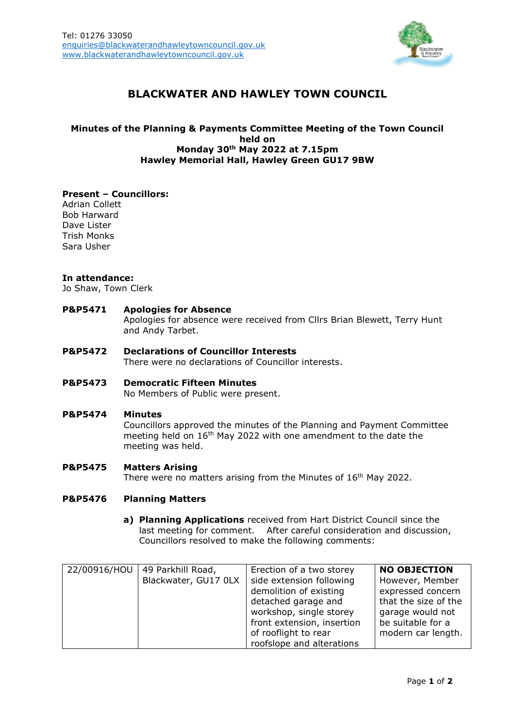Tel: 01276 33050
enquiries@blackwaterandhawleytowncouncil.gov.uk
www.blackwaterandhawleytowncouncil.gov.uk

# BLACKWATER AND HAWLEY TOWN COUNCIL

**Minutes of the Planning & Payments Committee Meeting of the Town Council held on**
**Monday 30th May 2022 at 7.15pm**
**Hawley Memorial Hall, Hawley Green GU17 9BW**

**Present – Councillors:**
Adrian Collett
Bob Harward
Dave Lister
Trish Monks
Sara Usher

**In attendance:**
Jo Shaw, Town Clerk

**P&P5471 Apologies for Absence**
Apologies for absence were received from Cllrs Brian Blewett, Terry Hunt and Andy Tarbet.

**P&P5472 Declarations of Councillor Interests**
There were no declarations of Councillor interests.

**P&P5473 Democratic Fifteen Minutes**
No Members of Public were present.

**P&P5474 Minutes**
Councillors approved the minutes of the Planning and Payment Committee meeting held on 16th May 2022 with one amendment to the date the meeting was held.

**P&P5475 Matters Arising**
There were no matters arising from the Minutes of 16th May 2022.

**P&P5476 Planning Matters**

a) **Planning Applications** received from Hart District Council since the last meeting for comment. After careful consideration and discussion, Councillors resolved to make the following comments:

| | | | |
|---|---|---|---|
| 22/00916/HOU | 49 Parkhill Road, Blackwater, GU17 0LX | Erection of a two storey side extension following demolition of existing detached garage and workshop, single storey front extension, insertion of rooflight to rear roofslope and alterations | **NO OBJECTION** However, Member expressed concern that the size of the garage would not be suitable for a modern car length. |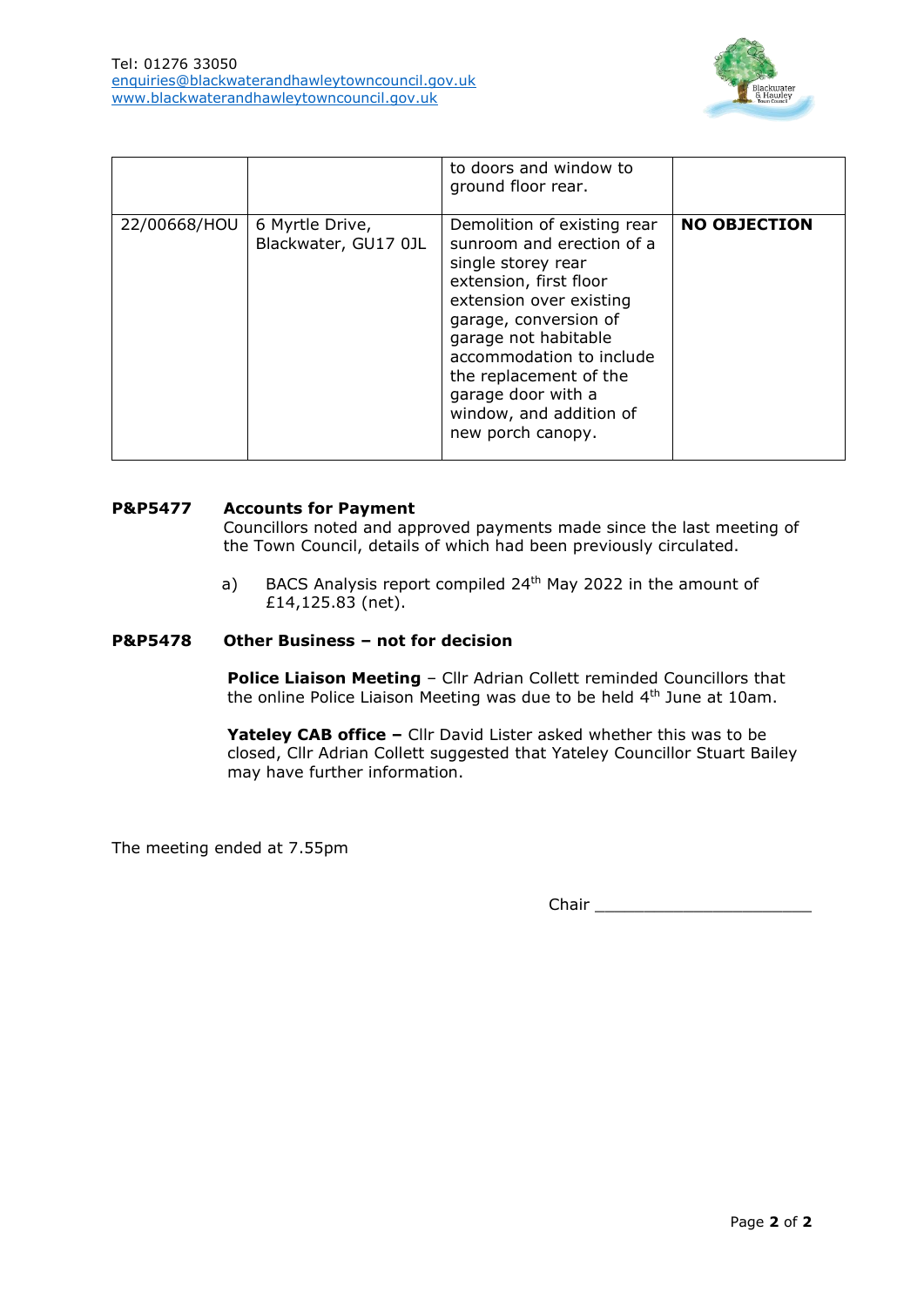| | | | |
|---|---|---|---|
| | | to doors and window to ground floor rear. | |
| 22/00668/HOU | 6 Myrtle Drive, Blackwater, GU17 0JL | Demolition of existing rear sunroom and erection of a single storey rear extension, first floor extension over existing garage, conversion of garage not habitable accommodation to include the replacement of the garage door with a window, and addition of new porch canopy. | **NO OBJECTION** |

**P&P5477 Accounts for Payment**

Councillors noted and approved payments made since the last meeting of the Town Council, details of which had been previously circulated.

a) BACS Analysis report compiled 24th May 2022 in the amount of £14,125.83 (net).

**P&P5478 Other Business – not for decision**

**Police Liaison Meeting** – Cllr Adrian Collett reminded Councillors that the online Police Liaison Meeting was due to be held 4th June at 10am.

**Yateley CAB office –** Cllr David Lister asked whether this was to be closed, Cllr Adrian Collett suggested that Yateley Councillor Stuart Bailey may have further information.

The meeting ended at 7.55pm

Chair \_\_\_\_\_\_\_\_\_\_\_\_\_\_\_\_\_\_\_\_\_\_